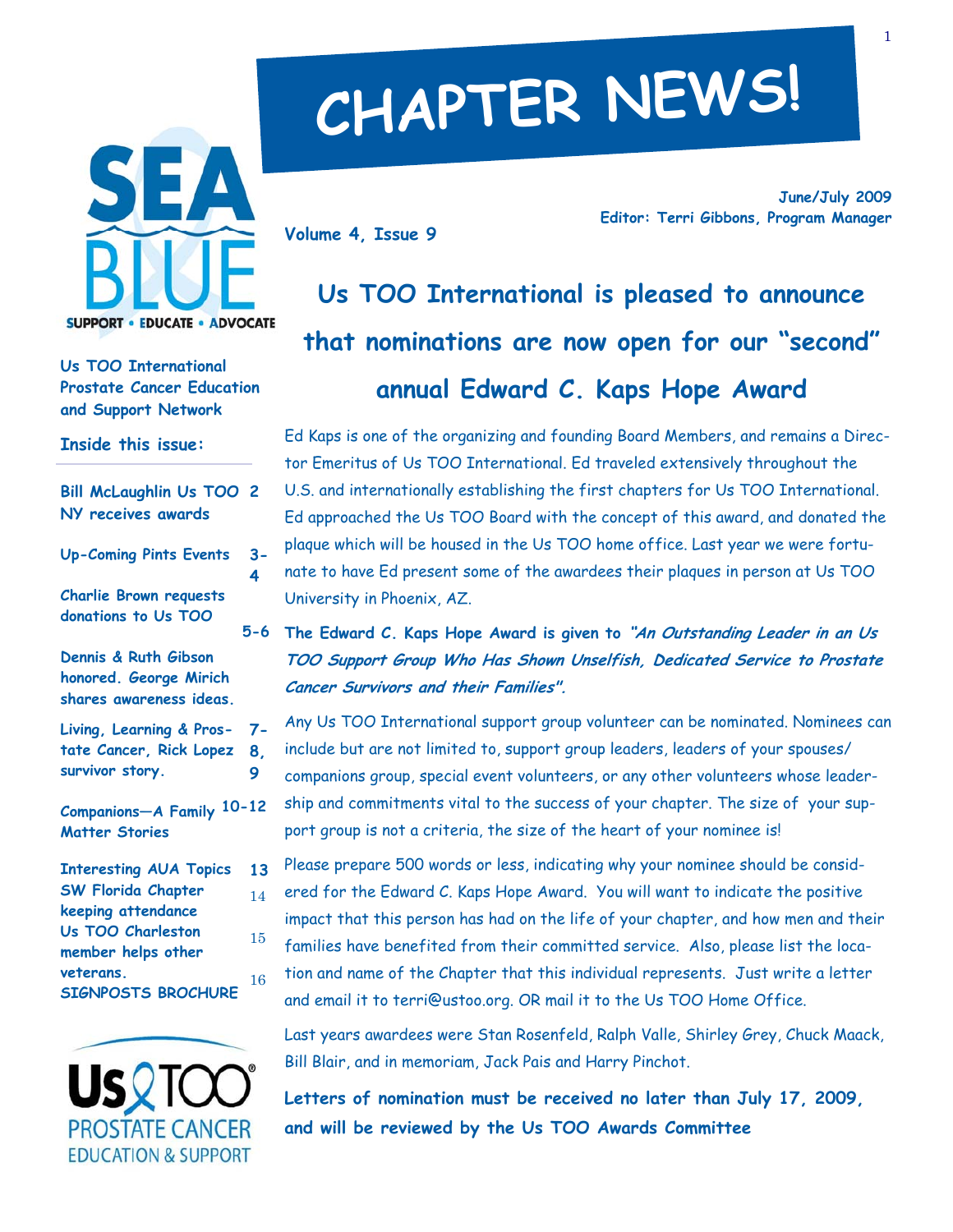# CHAPTER NEWS!

SEA BLUE
SUPPORT • EDUCATE • ADVOCATE

**Us TOO International Prostate Cancer Education and Support Network**

**June/July 2009**
**Editor: Terri Gibbons, Program Manager**

**Volume 4, Issue 9**

**Inside this issue:**

| | |
|---|---|
| Bill McLaughlin Us TOO NY receives awards | 2 |
| Up-Coming Pints Events | 3-4 |
| Charlie Brown requests donations to Us TOO | 5-6 |
| Dennis & Ruth Gibson honored. George Mirich shares awareness ideas. | |
| Living, Learning & Prostate Cancer, Rick Lopez survivor story. | 7-8, 9 |
| Companions—A Family Matter Stories | 10-12 |
| Interesting AUA Topics | 13 |
| SW Florida Chapter keeping attendance | 14 |
| Us TOO Charleston member helps other veterans. | 15 |
| SIGNPOSTS BROCHURE | 16 |

Us TOO PROSTATE CANCER EDUCATION & SUPPORT

## Us TOO International is pleased to announce that nominations are now open for our "second" annual Edward C. Kaps Hope Award

Ed Kaps is one of the organizing and founding Board Members, and remains a Director Emeritus of Us TOO International. Ed traveled extensively throughout the U.S. and internationally establishing the first chapters for Us TOO International. Ed approached the Us TOO Board with the concept of this award, and donated the plaque which will be housed in the Us TOO home office. Last year we were fortunate to have Ed present some of the awardees their plaques in person at Us TOO University in Phoenix, AZ.

**The Edward C. Kaps Hope Award is given to *"An Outstanding Leader in an Us TOO Support Group Who Has Shown Unselfish, Dedicated Service to Prostate Cancer Survivors and their Families".***

Any Us TOO International support group volunteer can be nominated. Nominees can include but are not limited to, support group leaders, leaders of your spouses/companions group, special event volunteers, or any other volunteers whose leadership and commitments vital to the success of your chapter. The size of your support group is not a criteria, the size of the heart of your nominee is!

Please prepare 500 words or less, indicating why your nominee should be considered for the Edward C. Kaps Hope Award. You will want to indicate the positive impact that this person has had on the life of your chapter, and how men and their families have benefited from their committed service. Also, please list the location and name of the Chapter that this individual represents. Just write a letter and email it to terri@ustoo.org. OR mail it to the Us TOO Home Office.

Last years awardees were Stan Rosenfeld, Ralph Valle, Shirley Grey, Chuck Maack, Bill Blair, and in memoriam, Jack Pais and Harry Pinchot.

**Letters of nomination must be received no later than July 17, 2009, and will be reviewed by the Us TOO Awards Committee**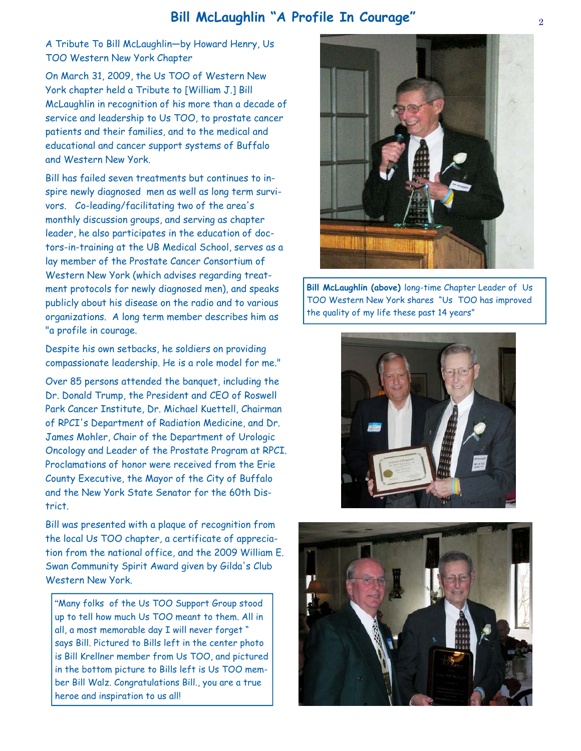# Bill McLaughlin "A Profile In Courage"

A Tribute To Bill McLaughlin—by Howard Henry, Us TOO Western New York Chapter

On March 31, 2009, the Us TOO of Western New York chapter held a Tribute to [William J.] Bill McLaughlin in recognition of his more than a decade of service and leadership to Us TOO, to prostate cancer patients and their families, and to the medical and educational and cancer support systems of Buffalo and Western New York.

Bill has failed seven treatments but continues to inspire newly diagnosed men as well as long term survivors. Co-leading/facilitating two of the area's monthly discussion groups, and serving as chapter leader, he also participates in the education of doctors-in-training at the UB Medical School, serves as a lay member of the Prostate Cancer Consortium of Western New York (which advises regarding treatment protocols for newly diagnosed men), and speaks publicly about his disease on the radio and to various organizations. A long term member describes him as "a profile in courage.

Despite his own setbacks, he soldiers on providing compassionate leadership. He is a role model for me."

Over 85 persons attended the banquet, including the Dr. Donald Trump, the President and CEO of Roswell Park Cancer Institute, Dr. Michael Kuettell, Chairman of RPCI's Department of Radiation Medicine, and Dr. James Mohler, Chair of the Department of Urologic Oncology and Leader of the Prostate Program at RPCI. Proclamations of honor were received from the Erie County Executive, the Mayor of the City of Buffalo and the New York State Senator for the 60th District.

Bill was presented with a plaque of recognition from the local Us TOO chapter, a certificate of appreciation from the national office, and the 2009 William E. Swan Community Spirit Award given by Gilda's Club Western New York.

"Many folks of the Us TOO Support Group stood up to tell how much Us TOO meant to them. All in all, a most memorable day I will never forget " says Bill. Pictured to Bills left in the center photo is Bill Krellner member from Us TOO, and pictured in the bottom picture to Bills left is Us TOO member Bill Walz. Congratulations Bill., you are a true heroe and inspiration to us all!

**Bill McLaughlin (above)** long-time Chapter Leader of Us TOO Western New York shares "Us TOO has improved the quality of my life these past 14 years"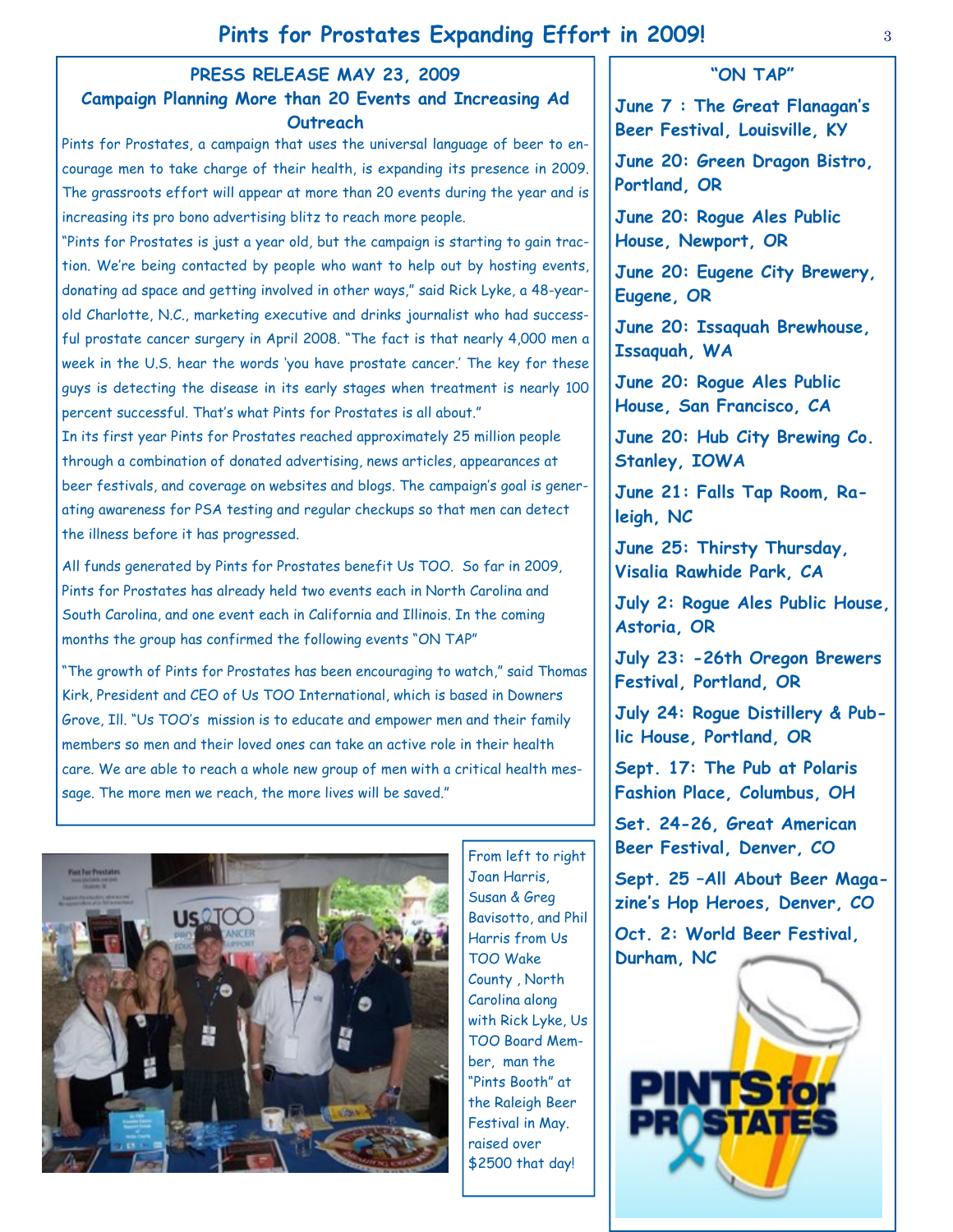# Pints for Prostates Expanding Effort in 2009!

## PRESS RELEASE MAY 23, 2009

### Campaign Planning More than 20 Events and Increasing Ad Outreach

Pints for Prostates, a campaign that uses the universal language of beer to encourage men to take charge of their health, is expanding its presence in 2009. The grassroots effort will appear at more than 20 events during the year and is increasing its pro bono advertising blitz to reach more people.

"Pints for Prostates is just a year old, but the campaign is starting to gain traction. We're being contacted by people who want to help out by hosting events, donating ad space and getting involved in other ways," said Rick Lyke, a 48-year-old Charlotte, N.C., marketing executive and drinks journalist who had successful prostate cancer surgery in April 2008. "The fact is that nearly 4,000 men a week in the U.S. hear the words 'you have prostate cancer.' The key for these guys is detecting the disease in its early stages when treatment is nearly 100 percent successful. That's what Pints for Prostates is all about."

In its first year Pints for Prostates reached approximately 25 million people through a combination of donated advertising, news articles, appearances at beer festivals, and coverage on websites and blogs. The campaign's goal is generating awareness for PSA testing and regular checkups so that men can detect the illness before it has progressed.

All funds generated by Pints for Prostates benefit Us TOO. So far in 2009, Pints for Prostates has already held two events each in North Carolina and South Carolina, and one event each in California and Illinois. In the coming months the group has confirmed the following events "ON TAP"

"The growth of Pints for Prostates has been encouraging to watch," said Thomas Kirk, President and CEO of Us TOO International, which is based in Downers Grove, Ill. "Us TOO's mission is to educate and empower men and their family members so men and their loved ones can take an active role in their health care. We are able to reach a whole new group of men with a critical health message. The more men we reach, the more lives will be saved."

From left to right Joan Harris, Susan & Greg Bavisotto, and Phil Harris from Us TOO Wake County , North Carolina along with Rick Lyke, Us TOO Board Member, man the "Pints Booth" at the Raleigh Beer Festival in May. raised over $2500 that day!

## "ON TAP"

**June 7 : The Great Flanagan's Beer Festival, Louisville, KY**

**June 20: Green Dragon Bistro, Portland, OR**

**June 20: Rogue Ales Public House, Newport, OR**

**June 20: Eugene City Brewery, Eugene, OR**

**June 20: Issaquah Brewhouse, Issaquah, WA**

**June 20: Rogue Ales Public House, San Francisco, CA**

**June 20: Hub City Brewing Co. Stanley, IOWA**

**June 21: Falls Tap Room, Raleigh, NC**

**June 25: Thirsty Thursday, Visalia Rawhide Park, CA**

**July 2: Rogue Ales Public House, Astoria, OR**

**July 23: -26th Oregon Brewers Festival, Portland, OR**

**July 24: Rogue Distillery & Public House, Portland, OR**

**Sept. 17: The Pub at Polaris Fashion Place, Columbus, OH**

**Set. 24-26, Great American Beer Festival, Denver, CO**

**Sept. 25 –All About Beer Magazine's Hop Heroes, Denver, CO**

**Oct. 2: World Beer Festival, Durham, NC**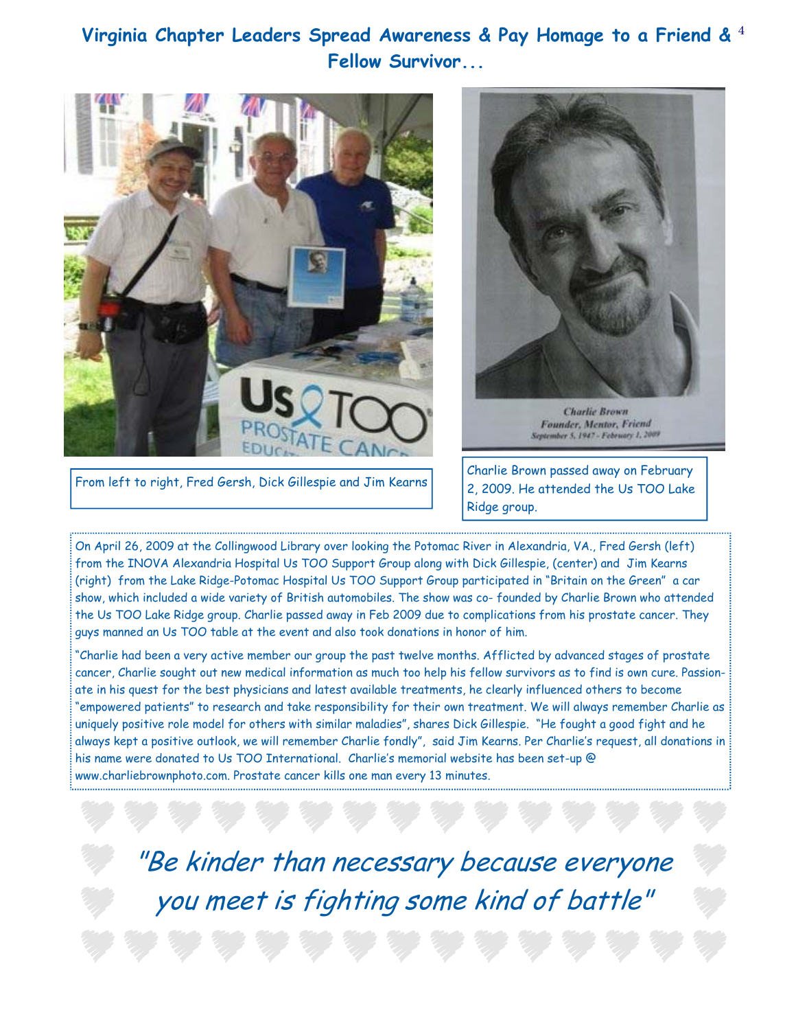# Virginia Chapter Leaders Spread Awareness & Pay Homage to a Friend & Fellow Survivor...

From left to right, Fred Gersh, Dick Gillespie and Jim Kearns

Charlie Brown
Founder, Mentor, Friend
September 5, 1947 - February 1, 2009

Charlie Brown passed away on February 2, 2009. He attended the Us TOO Lake Ridge group.

On April 26, 2009 at the Collingwood Library over looking the Potomac River in Alexandria, VA., Fred Gersh (left) from the INOVA Alexandria Hospital Us TOO Support Group along with Dick Gillespie, (center) and Jim Kearns (right) from the Lake Ridge-Potomac Hospital Us TOO Support Group participated in "Britain on the Green" a car show, which included a wide variety of British automobiles. The show was co- founded by Charlie Brown who attended the Us TOO Lake Ridge group. Charlie passed away in Feb 2009 due to complications from his prostate cancer. They guys manned an Us TOO table at the event and also took donations in honor of him.

"Charlie had been a very active member our group the past twelve months. Afflicted by advanced stages of prostate cancer, Charlie sought out new medical information as much too help his fellow survivors as to find is own cure. Passionate in his quest for the best physicians and latest available treatments, he clearly influenced others to become "empowered patients" to research and take responsibility for their own treatment. We will always remember Charlie as uniquely positive role model for others with similar maladies", shares Dick Gillespie. "He fought a good fight and he always kept a positive outlook, we will remember Charlie fondly", said Jim Kearns. Per Charlie's request, all donations in his name were donated to Us TOO International. Charlie's memorial website has been set-up @ www.charliebrownphoto.com. Prostate cancer kills one man every 13 minutes.

*"Be kinder than necessary because everyone you meet is fighting some kind of battle"*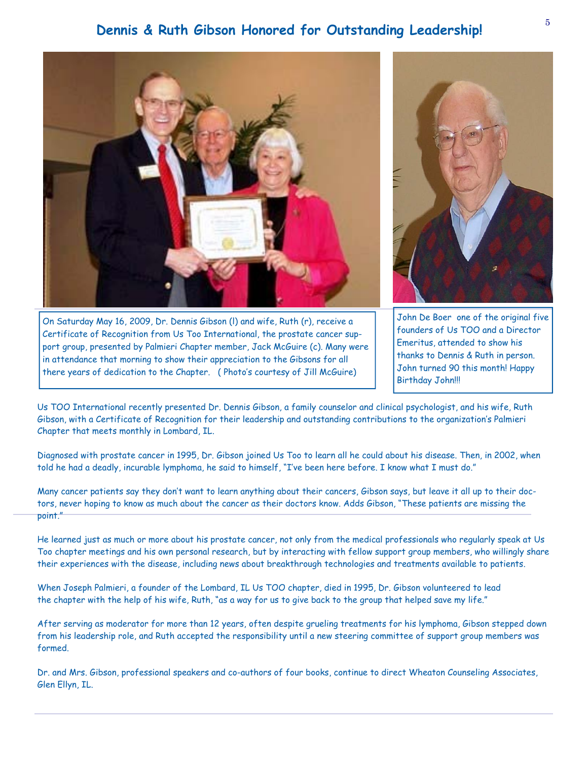# Dennis & Ruth Gibson Honored for Outstanding Leadership!

On Saturday May 16, 2009, Dr. Dennis Gibson (l) and wife, Ruth (r), receive a Certificate of Recognition from Us Too International, the prostate cancer support group, presented by Palmieri Chapter member, Jack McGuire (c). Many were in attendance that morning to show their appreciation to the Gibsons for all there years of dedication to the Chapter. ( Photo's courtesy of Jill McGuire)

John De Boer one of the original five founders of Us TOO and a Director Emeritus, attended to show his thanks to Dennis & Ruth in person. John turned 90 this month! Happy Birthday John!!!

Us TOO International recently presented Dr. Dennis Gibson, a family counselor and clinical psychologist, and his wife, Ruth Gibson, with a Certificate of Recognition for their leadership and outstanding contributions to the organization's Palmieri Chapter that meets monthly in Lombard, IL.

Diagnosed with prostate cancer in 1995, Dr. Gibson joined Us Too to learn all he could about his disease. Then, in 2002, when told he had a deadly, incurable lymphoma, he said to himself, "I've been here before. I know what I must do."

Many cancer patients say they don't want to learn anything about their cancers, Gibson says, but leave it all up to their doctors, never hoping to know as much about the cancer as their doctors know. Adds Gibson, "These patients are missing the point."

He learned just as much or more about his prostate cancer, not only from the medical professionals who regularly speak at Us Too chapter meetings and his own personal research, but by interacting with fellow support group members, who willingly share their experiences with the disease, including news about breakthrough technologies and treatments available to patients.

When Joseph Palmieri, a founder of the Lombard, IL Us TOO chapter, died in 1995, Dr. Gibson volunteered to lead the chapter with the help of his wife, Ruth, "as a way for us to give back to the group that helped save my life."

After serving as moderator for more than 12 years, often despite grueling treatments for his lymphoma, Gibson stepped down from his leadership role, and Ruth accepted the responsibility until a new steering committee of support group members was formed.

Dr. and Mrs. Gibson, professional speakers and co-authors of four books, continue to direct Wheaton Counseling Associates, Glen Ellyn, IL.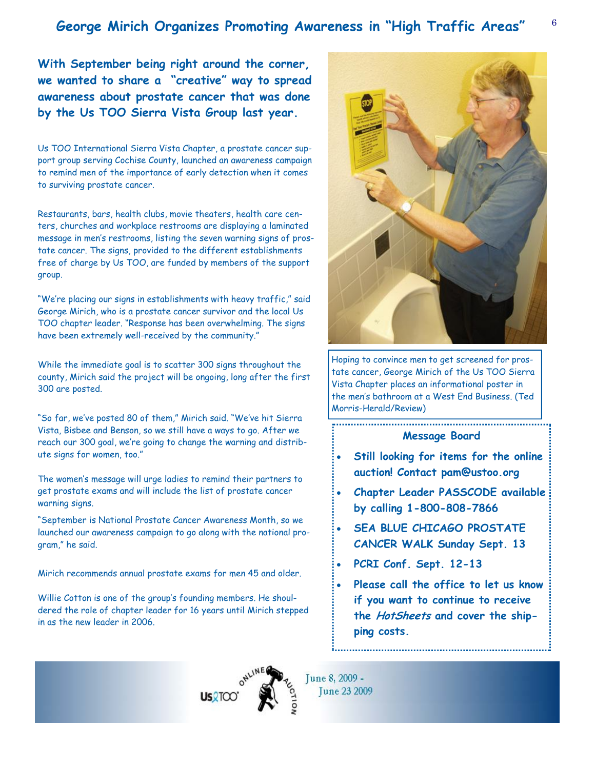## George Mirich Organizes Promoting Awareness in "High Traffic Areas"

**With September being right around the corner, we wanted to share a "creative" way to spread awareness about prostate cancer that was done by the Us TOO Sierra Vista Group last year.**

Us TOO International Sierra Vista Chapter, a prostate cancer support group serving Cochise County, launched an awareness campaign to remind men of the importance of early detection when it comes to surviving prostate cancer.

Restaurants, bars, health clubs, movie theaters, health care centers, churches and workplace restrooms are displaying a laminated message in men's restrooms, listing the seven warning signs of prostate cancer. The signs, provided to the different establishments free of charge by Us TOO, are funded by members of the support group.

"We're placing our signs in establishments with heavy traffic," said George Mirich, who is a prostate cancer survivor and the local Us TOO chapter leader. "Response has been overwhelming. The signs have been extremely well-received by the community."

While the immediate goal is to scatter 300 signs throughout the county, Mirich said the project will be ongoing, long after the first 300 are posted.

"So far, we've posted 80 of them," Mirich said. "We've hit Sierra Vista, Bisbee and Benson, so we still have a ways to go. After we reach our 300 goal, we're going to change the warning and distribute signs for women, too."

The women's message will urge ladies to remind their partners to get prostate exams and will include the list of prostate cancer warning signs.

"September is National Prostate Cancer Awareness Month, so we launched our awareness campaign to go along with the national program," he said.

Mirich recommends annual prostate exams for men 45 and older.

Willie Cotton is one of the group's founding members. He shouldered the role of chapter leader for 16 years until Mirich stepped in as the new leader in 2006.

Hoping to convince men to get screened for prostate cancer, George Mirich of the Us TOO Sierra Vista Chapter places an informational poster in the men's bathroom at a West End Business. (Ted Morris-Herald/Review)

### Message Board

- **Still looking for items for the online auction! Contact pam@ustoo.org**
- **Chapter Leader PASSCODE available by calling 1-800-808-7866**
- **SEA BLUE CHICAGO PROSTATE CANCER WALK Sunday Sept. 13**
- **PCRI Conf. Sept. 12-13**
- **Please call the office to let us know if you want to continue to receive the *HotSheets* and cover the shipping costs.**

Us TOO Online Auction June 8, 2009 - June 23 2009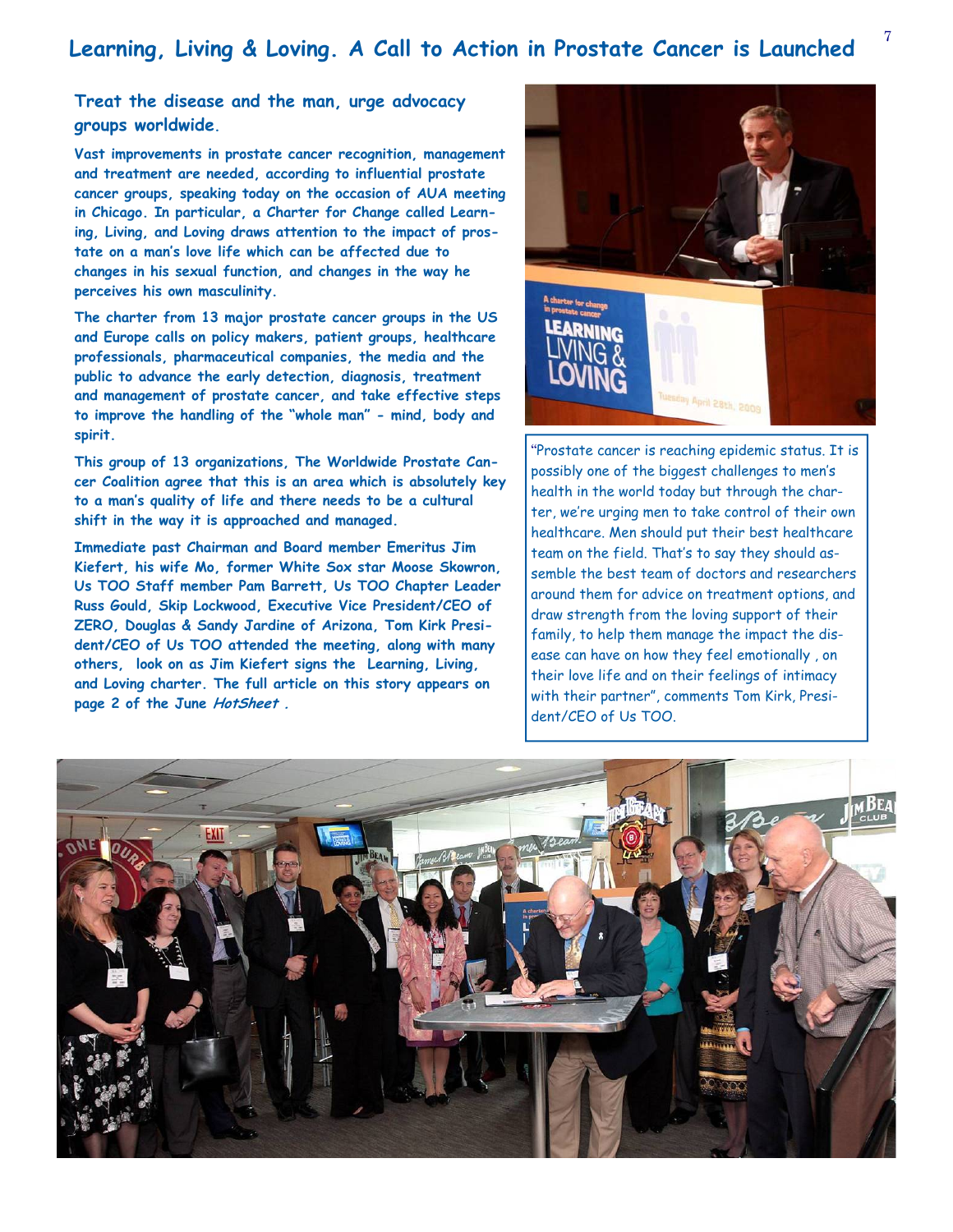# Learning, Living & Loving. A Call to Action in Prostate Cancer is Launched

## Treat the disease and the man, urge advocacy groups worldwide.

**Vast improvements in prostate cancer recognition, management and treatment are needed, according to influential prostate cancer groups, speaking today on the occasion of AUA meeting in Chicago. In particular, a Charter for Change called Learning, Living, and Loving draws attention to the impact of prostate on a man's love life which can be affected due to changes in his sexual function, and changes in the way he perceives his own masculinity.**

**The charter from 13 major prostate cancer groups in the US and Europe calls on policy makers, patient groups, healthcare professionals, pharmaceutical companies, the media and the public to advance the early detection, diagnosis, treatment and management of prostate cancer, and take effective steps to improve the handling of the "whole man" - mind, body and spirit.**

**This group of 13 organizations, The Worldwide Prostate Cancer Coalition agree that this is an area which is absolutely key to a man's quality of life and there needs to be a cultural shift in the way it is approached and managed.**

**Immediate past Chairman and Board member Emeritus Jim Kiefert, his wife Mo, former White Sox star Moose Skowron, Us TOO Staff member Pam Barrett, Us TOO Chapter Leader Russ Gould, Skip Lockwood, Executive Vice President/CEO of ZERO, Douglas & Sandy Jardine of Arizona, Tom Kirk President/CEO of Us TOO attended the meeting, along with many others, look on as Jim Kiefert signs the Learning, Living, and Loving charter. The full article on this story appears on page 2 of the June *HotSheet* .**

"Prostate cancer is reaching epidemic status. It is possibly one of the biggest challenges to men's health in the world today but through the charter, we're urging men to take control of their own healthcare. Men should put their best healthcare team on the field. That's to say they should assemble the best team of doctors and researchers around them for advice on treatment options, and draw strength from the loving support of their family, to help them manage the impact the disease can have on how they feel emotionally , on their love life and on their feelings of intimacy with their partner", comments Tom Kirk, President/CEO of Us TOO.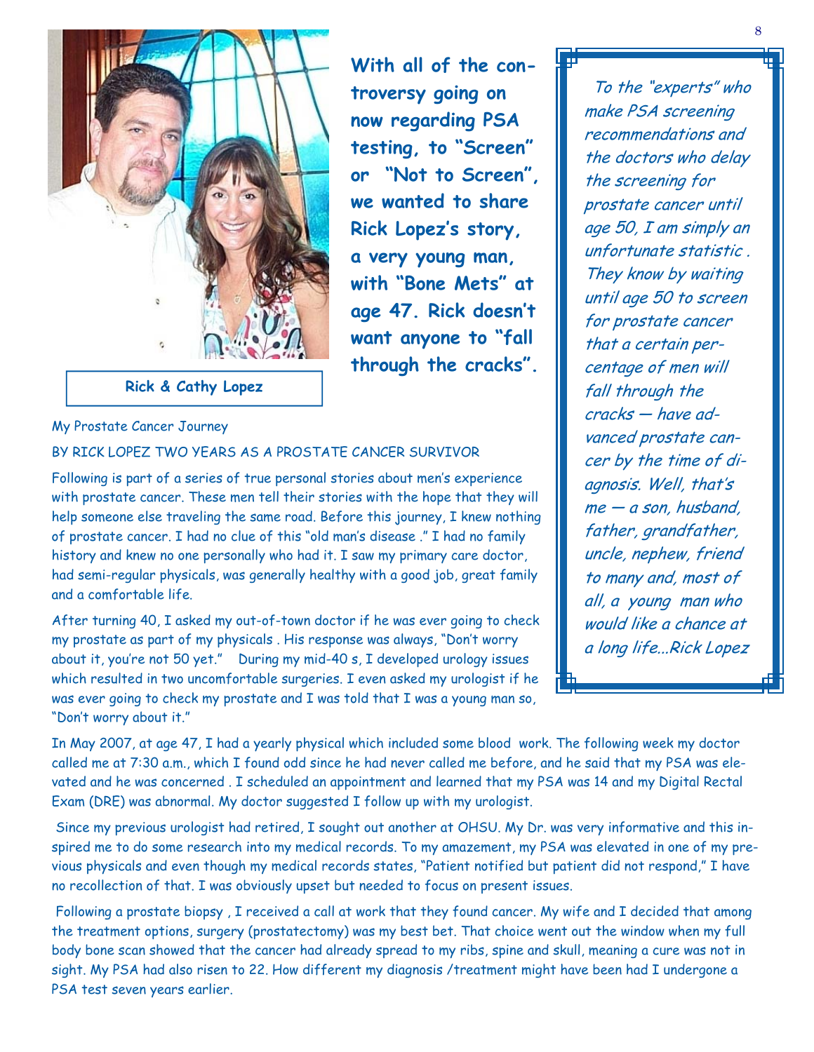Rick & Cathy Lopez

**With all of the controversy going on now regarding PSA testing, to "Screen" or "Not to Screen", we wanted to share Rick Lopez's story, a very young man, with "Bone Mets" at age 47. Rick doesn't want anyone to "fall through the cracks".**

*To the "experts" who make PSA screening recommendations and the doctors who delay the screening for prostate cancer until age 50, I am simply an unfortunate statistic . They know by waiting until age 50 to screen for prostate cancer that a certain percentage of men will fall through the cracks — have advanced prostate cancer by the time of diagnosis. Well, that's me — a son, husband, father, grandfather, uncle, nephew, friend to many and, most of all, a young man who would like a chance at a long life...Rick Lopez*

My Prostate Cancer Journey

BY RICK LOPEZ TWO YEARS AS A PROSTATE CANCER SURVIVOR

Following is part of a series of true personal stories about men's experience with prostate cancer. These men tell their stories with the hope that they will help someone else traveling the same road. Before this journey, I knew nothing of prostate cancer. I had no clue of this "old man's disease ." I had no family history and knew no one personally who had it. I saw my primary care doctor, had semi-regular physicals, was generally healthy with a good job, great family and a comfortable life.

After turning 40, I asked my out-of-town doctor if he was ever going to check my prostate as part of my physicals . His response was always, "Don't worry about it, you're not 50 yet." During my mid-40 s, I developed urology issues which resulted in two uncomfortable surgeries. I even asked my urologist if he was ever going to check my prostate and I was told that I was a young man so, "Don't worry about it."

In May 2007, at age 47, I had a yearly physical which included some blood work. The following week my doctor called me at 7:30 a.m., which I found odd since he had never called me before, and he said that my PSA was elevated and he was concerned . I scheduled an appointment and learned that my PSA was 14 and my Digital Rectal Exam (DRE) was abnormal. My doctor suggested I follow up with my urologist.

Since my previous urologist had retired, I sought out another at OHSU. My Dr. was very informative and this inspired me to do some research into my medical records. To my amazement, my PSA was elevated in one of my previous physicals and even though my medical records states, "Patient notified but patient did not respond," I have no recollection of that. I was obviously upset but needed to focus on present issues.

Following a prostate biopsy , I received a call at work that they found cancer. My wife and I decided that among the treatment options, surgery (prostatectomy) was my best bet. That choice went out the window when my full body bone scan showed that the cancer had already spread to my ribs, spine and skull, meaning a cure was not in sight. My PSA had also risen to 22. How different my diagnosis /treatment might have been had I undergone a PSA test seven years earlier.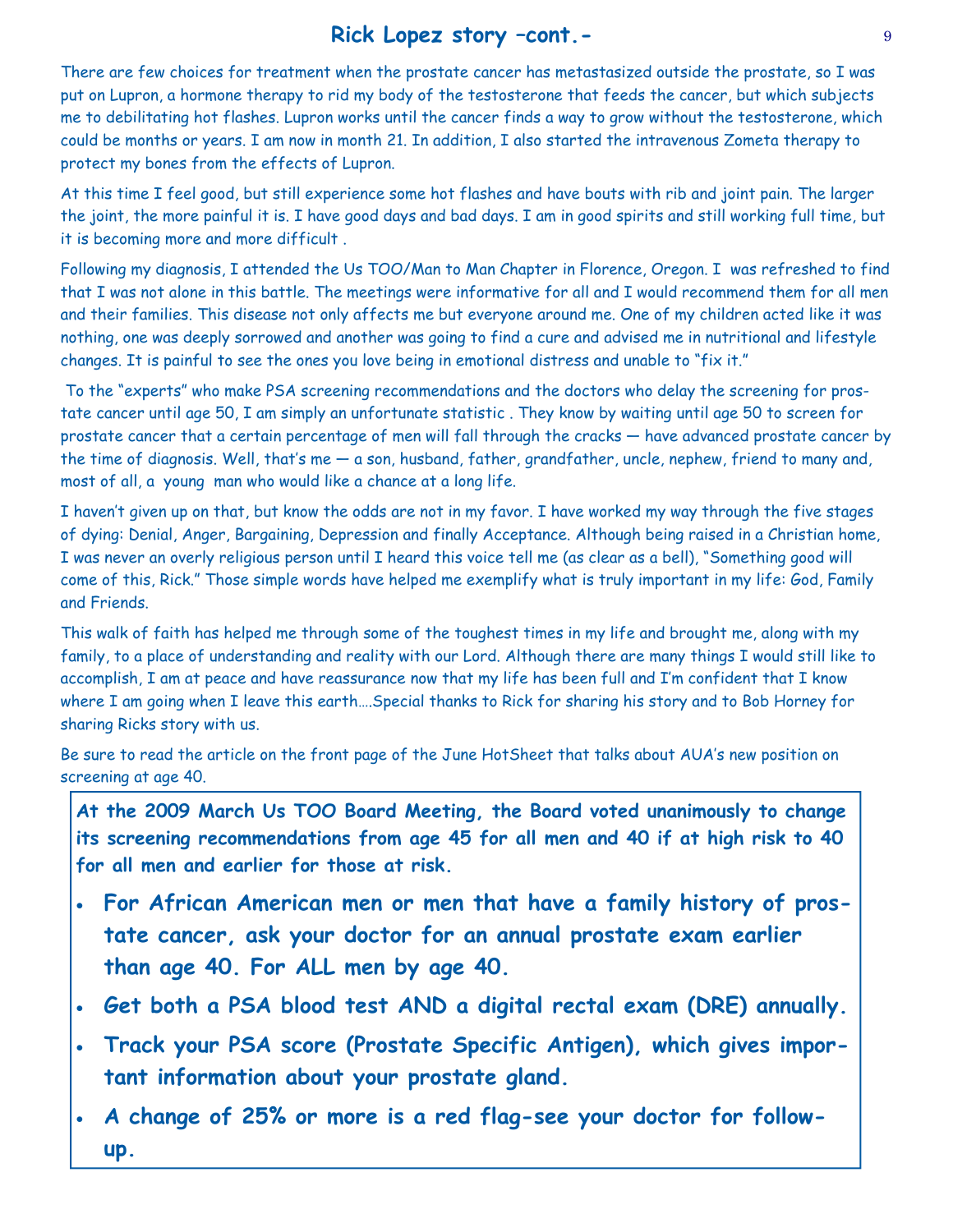## Rick Lopez story –cont.-

There are few choices for treatment when the prostate cancer has metastasized outside the prostate, so I was put on Lupron, a hormone therapy to rid my body of the testosterone that feeds the cancer, but which subjects me to debilitating hot flashes. Lupron works until the cancer finds a way to grow without the testosterone, which could be months or years. I am now in month 21. In addition, I also started the intravenous Zometa therapy to protect my bones from the effects of Lupron.

At this time I feel good, but still experience some hot flashes and have bouts with rib and joint pain. The larger the joint, the more painful it is. I have good days and bad days. I am in good spirits and still working full time, but it is becoming more and more difficult .

Following my diagnosis, I attended the Us TOO/Man to Man Chapter in Florence, Oregon. I was refreshed to find that I was not alone in this battle. The meetings were informative for all and I would recommend them for all men and their families. This disease not only affects me but everyone around me. One of my children acted like it was nothing, one was deeply sorrowed and another was going to find a cure and advised me in nutritional and lifestyle changes. It is painful to see the ones you love being in emotional distress and unable to "fix it."

To the "experts" who make PSA screening recommendations and the doctors who delay the screening for prostate cancer until age 50, I am simply an unfortunate statistic . They know by waiting until age 50 to screen for prostate cancer that a certain percentage of men will fall through the cracks — have advanced prostate cancer by the time of diagnosis. Well, that's me — a son, husband, father, grandfather, uncle, nephew, friend to many and, most of all, a young man who would like a chance at a long life.

I haven't given up on that, but know the odds are not in my favor. I have worked my way through the five stages of dying: Denial, Anger, Bargaining, Depression and finally Acceptance. Although being raised in a Christian home, I was never an overly religious person until I heard this voice tell me (as clear as a bell), "Something good will come of this, Rick." Those simple words have helped me exemplify what is truly important in my life: God, Family and Friends.

This walk of faith has helped me through some of the toughest times in my life and brought me, along with my family, to a place of understanding and reality with our Lord. Although there are many things I would still like to accomplish, I am at peace and have reassurance now that my life has been full and I'm confident that I know where I am going when I leave this earth….Special thanks to Rick for sharing his story and to Bob Horney for sharing Ricks story with us.

Be sure to read the article on the front page of the June HotSheet that talks about AUA's new position on screening at age 40.

**At the 2009 March Us TOO Board Meeting, the Board voted unanimously to change its screening recommendations from age 45 for all men and 40 if at high risk to 40 for all men and earlier for those at risk.**

- **For African American men or men that have a family history of prostate cancer, ask your doctor for an annual prostate exam earlier than age 40. For ALL men by age 40.**
- **Get both a PSA blood test AND a digital rectal exam (DRE) annually.**
- **Track your PSA score (Prostate Specific Antigen), which gives important information about your prostate gland.**
- **A change of 25% or more is a red flag-see your doctor for follow-up.**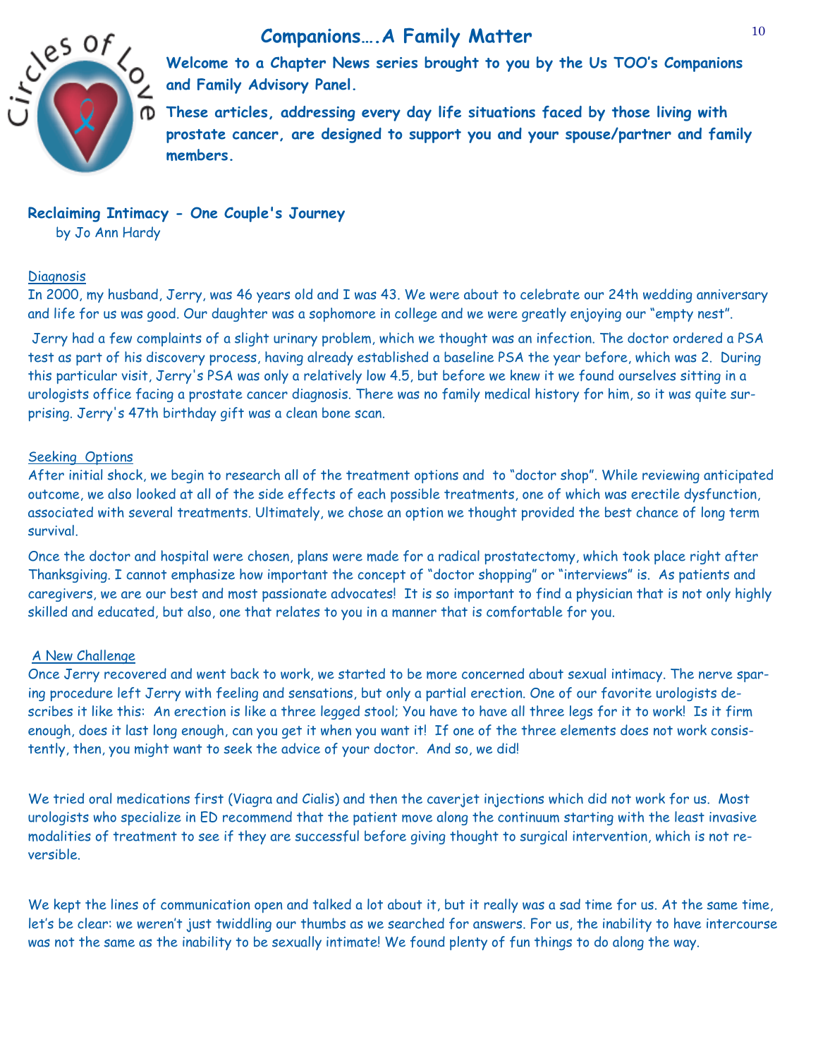# Companions….A Family Matter

**Welcome to a Chapter News series brought to you by the Us TOO's Companions and Family Advisory Panel.**

**These articles, addressing every day life situations faced by those living with prostate cancer, are designed to support you and your spouse/partner and family members.**

## Reclaiming Intimacy - One Couple's Journey

by Jo Ann Hardy

### Diagnosis

In 2000, my husband, Jerry, was 46 years old and I was 43. We were about to celebrate our 24th wedding anniversary and life for us was good. Our daughter was a sophomore in college and we were greatly enjoying our "empty nest".

Jerry had a few complaints of a slight urinary problem, which we thought was an infection. The doctor ordered a PSA test as part of his discovery process, having already established a baseline PSA the year before, which was 2. During this particular visit, Jerry's PSA was only a relatively low 4.5, but before we knew it we found ourselves sitting in a urologists office facing a prostate cancer diagnosis. There was no family medical history for him, so it was quite surprising. Jerry's 47th birthday gift was a clean bone scan.

### Seeking Options

After initial shock, we begin to research all of the treatment options and to "doctor shop". While reviewing anticipated outcome, we also looked at all of the side effects of each possible treatments, one of which was erectile dysfunction, associated with several treatments. Ultimately, we chose an option we thought provided the best chance of long term survival.

Once the doctor and hospital were chosen, plans were made for a radical prostatectomy, which took place right after Thanksgiving. I cannot emphasize how important the concept of "doctor shopping" or "interviews" is. As patients and caregivers, we are our best and most passionate advocates! It is so important to find a physician that is not only highly skilled and educated, but also, one that relates to you in a manner that is comfortable for you.

### A New Challenge

Once Jerry recovered and went back to work, we started to be more concerned about sexual intimacy. The nerve sparing procedure left Jerry with feeling and sensations, but only a partial erection. One of our favorite urologists describes it like this: An erection is like a three legged stool; You have to have all three legs for it to work! Is it firm enough, does it last long enough, can you get it when you want it! If one of the three elements does not work consistently, then, you might want to seek the advice of your doctor. And so, we did!

We tried oral medications first (Viagra and Cialis) and then the caverjet injections which did not work for us. Most urologists who specialize in ED recommend that the patient move along the continuum starting with the least invasive modalities of treatment to see if they are successful before giving thought to surgical intervention, which is not reversible.

We kept the lines of communication open and talked a lot about it, but it really was a sad time for us. At the same time, let's be clear: we weren't just twiddling our thumbs as we searched for answers. For us, the inability to have intercourse was not the same as the inability to be sexually intimate! We found plenty of fun things to do along the way.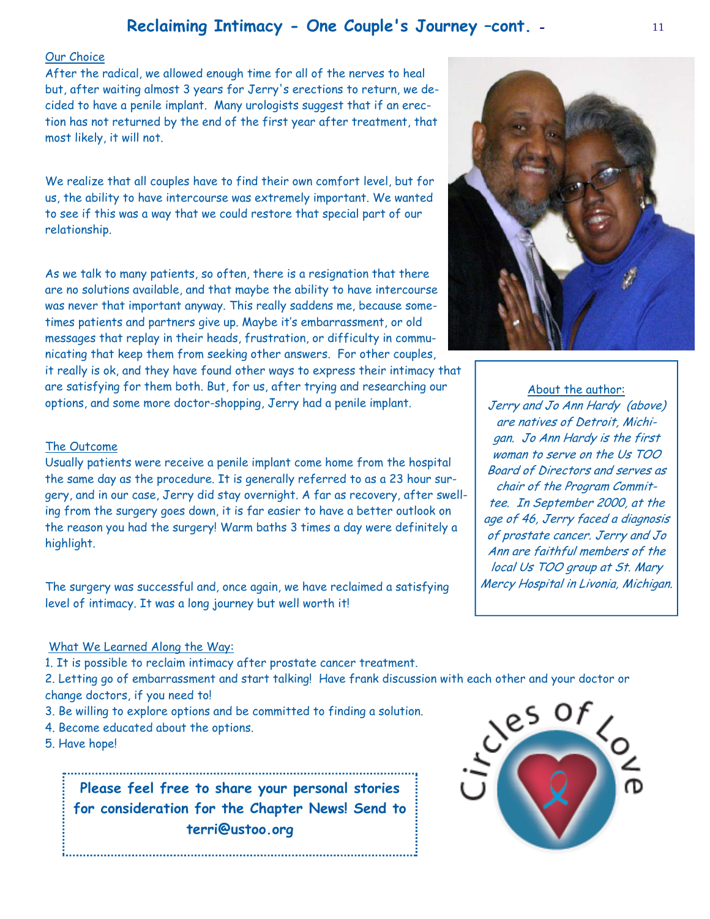## Reclaiming Intimacy - One Couple's Journey –cont. -

Our Choice

After the radical, we allowed enough time for all of the nerves to heal but, after waiting almost 3 years for Jerry's erections to return, we decided to have a penile implant. Many urologists suggest that if an erection has not returned by the end of the first year after treatment, that most likely, it will not.

We realize that all couples have to find their own comfort level, but for us, the ability to have intercourse was extremely important. We wanted to see if this was a way that we could restore that special part of our relationship.

As we talk to many patients, so often, there is a resignation that there are no solutions available, and that maybe the ability to have intercourse was never that important anyway. This really saddens me, because sometimes patients and partners give up. Maybe it's embarrassment, or old messages that replay in their heads, frustration, or difficulty in communicating that keep them from seeking other answers. For other couples, it really is ok, and they have found other ways to express their intimacy that are satisfying for them both. But, for us, after trying and researching our options, and some more doctor-shopping, Jerry had a penile implant.

The Outcome

Usually patients were receive a penile implant come home from the hospital the same day as the procedure. It is generally referred to as a 23 hour surgery, and in our case, Jerry did stay overnight. A far as recovery, after swelling from the surgery goes down, it is far easier to have a better outlook on the reason you had the surgery! Warm baths 3 times a day were definitely a highlight.

The surgery was successful and, once again, we have reclaimed a satisfying level of intimacy. It was a long journey but well worth it!

About the author:

*Jerry and Jo Ann Hardy (above) are natives of Detroit, Michigan. Jo Ann Hardy is the first woman to serve on the Us TOO Board of Directors and serves as chair of the Program Committee. In September 2000, at the age of 46, Jerry faced a diagnosis of prostate cancer. Jerry and Jo Ann are faithful members of the local Us TOO group at St. Mary Mercy Hospital in Livonia, Michigan.*

What We Learned Along the Way:

1. It is possible to reclaim intimacy after prostate cancer treatment.
2. Letting go of embarrassment and start talking! Have frank discussion with each other and your doctor or change doctors, if you need to!
3. Be willing to explore options and be committed to finding a solution.
4. Become educated about the options.
5. Have hope!

**Please feel free to share your personal stories for consideration for the Chapter News! Send to terri@ustoo.org**

Circles of Love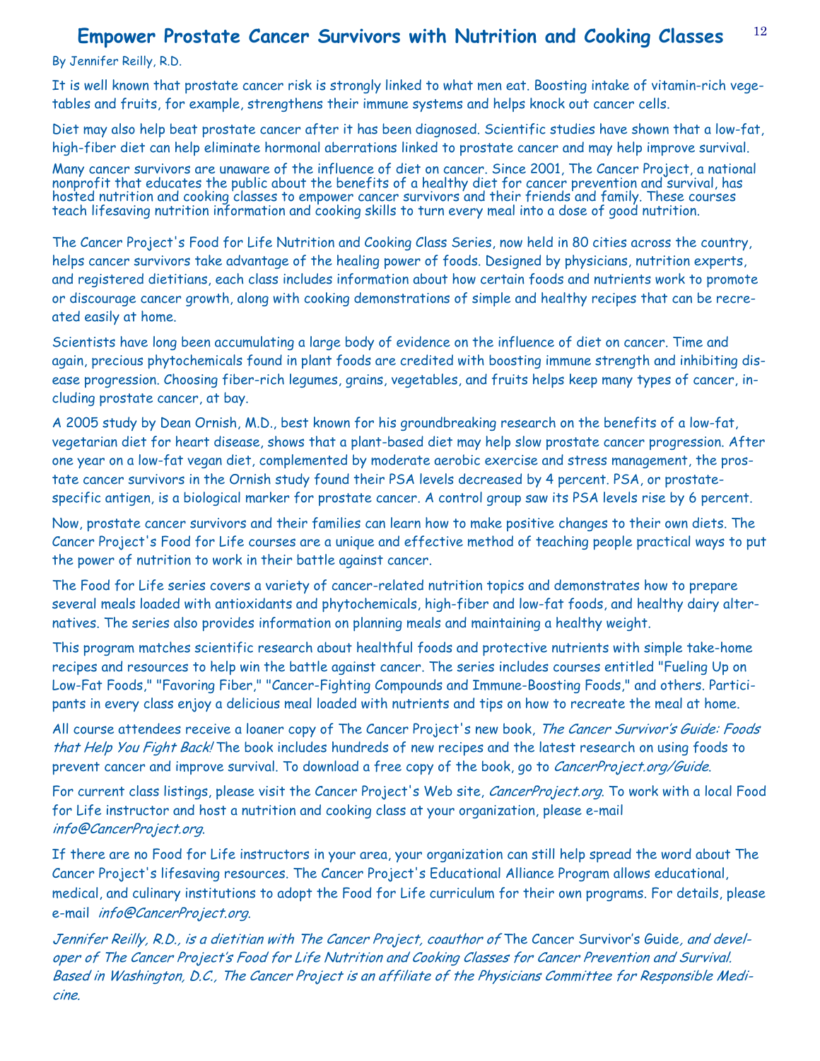# Empower Prostate Cancer Survivors with Nutrition and Cooking Classes

By Jennifer Reilly, R.D.

It is well known that prostate cancer risk is strongly linked to what men eat. Boosting intake of vitamin-rich vegetables and fruits, for example, strengthens their immune systems and helps knock out cancer cells.

Diet may also help beat prostate cancer after it has been diagnosed. Scientific studies have shown that a low-fat, high-fiber diet can help eliminate hormonal aberrations linked to prostate cancer and may help improve survival.

Many cancer survivors are unaware of the influence of diet on cancer. Since 2001, The Cancer Project, a national nonprofit that educates the public about the benefits of a healthy diet for cancer prevention and survival, has hosted nutrition and cooking classes to empower cancer survivors and their friends and family. These courses teach lifesaving nutrition information and cooking skills to turn every meal into a dose of good nutrition.

The Cancer Project's Food for Life Nutrition and Cooking Class Series, now held in 80 cities across the country, helps cancer survivors take advantage of the healing power of foods. Designed by physicians, nutrition experts, and registered dietitians, each class includes information about how certain foods and nutrients work to promote or discourage cancer growth, along with cooking demonstrations of simple and healthy recipes that can be recreated easily at home.

Scientists have long been accumulating a large body of evidence on the influence of diet on cancer. Time and again, precious phytochemicals found in plant foods are credited with boosting immune strength and inhibiting disease progression. Choosing fiber-rich legumes, grains, vegetables, and fruits helps keep many types of cancer, including prostate cancer, at bay.

A 2005 study by Dean Ornish, M.D., best known for his groundbreaking research on the benefits of a low-fat, vegetarian diet for heart disease, shows that a plant-based diet may help slow prostate cancer progression. After one year on a low-fat vegan diet, complemented by moderate aerobic exercise and stress management, the prostate cancer survivors in the Ornish study found their PSA levels decreased by 4 percent. PSA, or prostate-specific antigen, is a biological marker for prostate cancer. A control group saw its PSA levels rise by 6 percent.

Now, prostate cancer survivors and their families can learn how to make positive changes to their own diets. The Cancer Project's Food for Life courses are a unique and effective method of teaching people practical ways to put the power of nutrition to work in their battle against cancer.

The Food for Life series covers a variety of cancer-related nutrition topics and demonstrates how to prepare several meals loaded with antioxidants and phytochemicals, high-fiber and low-fat foods, and healthy dairy alternatives. The series also provides information on planning meals and maintaining a healthy weight.

This program matches scientific research about healthful foods and protective nutrients with simple take-home recipes and resources to help win the battle against cancer. The series includes courses entitled "Fueling Up on Low-Fat Foods," "Favoring Fiber," "Cancer-Fighting Compounds and Immune-Boosting Foods," and others. Participants in every class enjoy a delicious meal loaded with nutrients and tips on how to recreate the meal at home.

All course attendees receive a loaner copy of The Cancer Project's new book, *The Cancer Survivor's Guide: Foods that Help You Fight Back!* The book includes hundreds of new recipes and the latest research on using foods to prevent cancer and improve survival. To download a free copy of the book, go to *CancerProject.org/Guide*.

For current class listings, please visit the Cancer Project's Web site, *CancerProject.org*. To work with a local Food for Life instructor and host a nutrition and cooking class at your organization, please e-mail *info@CancerProject.org*.

If there are no Food for Life instructors in your area, your organization can still help spread the word about The Cancer Project's lifesaving resources. The Cancer Project's Educational Alliance Program allows educational, medical, and culinary institutions to adopt the Food for Life curriculum for their own programs. For details, please e-mail *info@CancerProject.org*.

*Jennifer Reilly, R.D., is a dietitian with The Cancer Project, coauthor of* The Cancer Survivor's Guide*, and developer of The Cancer Project's Food for Life Nutrition and Cooking Classes for Cancer Prevention and Survival. Based in Washington, D.C., The Cancer Project is an affiliate of the Physicians Committee for Responsible Medicine.*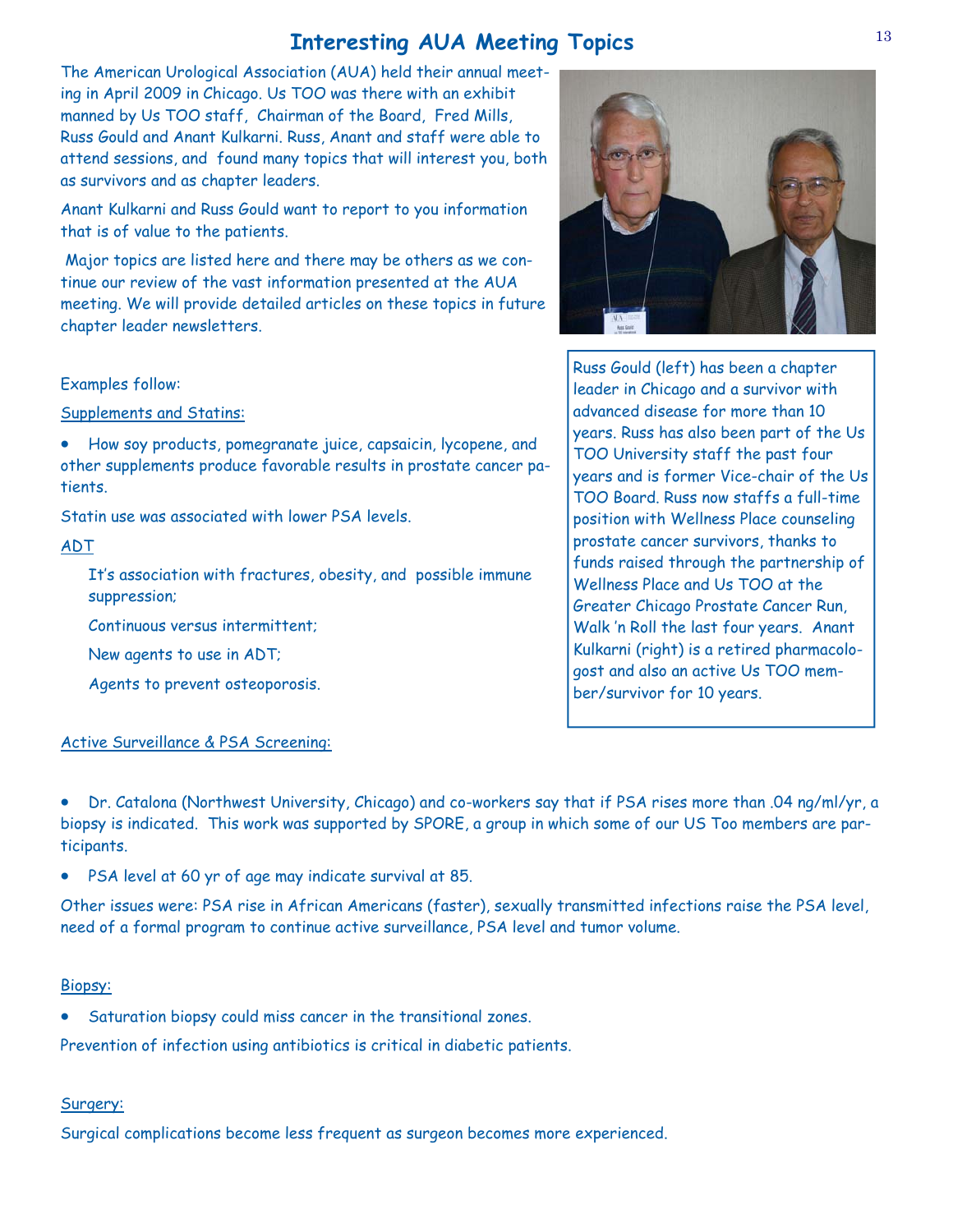# Interesting AUA Meeting Topics

The American Urological Association (AUA) held their annual meeting in April 2009 in Chicago. Us TOO was there with an exhibit manned by Us TOO staff, Chairman of the Board, Fred Mills, Russ Gould and Anant Kulkarni. Russ, Anant and staff were able to attend sessions, and found many topics that will interest you, both as survivors and as chapter leaders.

Anant Kulkarni and Russ Gould want to report to you information that is of value to the patients.

Major topics are listed here and there may be others as we continue our review of the vast information presented at the AUA meeting. We will provide detailed articles on these topics in future chapter leader newsletters.

Russ Gould (left) has been a chapter leader in Chicago and a survivor with advanced disease for more than 10 years. Russ has also been part of the Us TOO University staff the past four years and is former Vice-chair of the Us TOO Board. Russ now staffs a full-time position with Wellness Place counseling prostate cancer survivors, thanks to funds raised through the partnership of Wellness Place and Us TOO at the Greater Chicago Prostate Cancer Run, Walk 'n Roll the last four years. Anant Kulkarni (right) is a retired pharmacologost and also an active Us TOO member/survivor for 10 years.

Examples follow:

Supplements and Statins:

- How soy products, pomegranate juice, capsaicin, lycopene, and other supplements produce favorable results in prostate cancer patients.

Statin use was associated with lower PSA levels.

ADT

It's association with fractures, obesity, and possible immune suppression;

Continuous versus intermittent;

New agents to use in ADT;

Agents to prevent osteoporosis.

Active Surveillance & PSA Screening:

- Dr. Catalona (Northwest University, Chicago) and co-workers say that if PSA rises more than .04 ng/ml/yr, a biopsy is indicated. This work was supported by SPORE, a group in which some of our US Too members are participants.
- PSA level at 60 yr of age may indicate survival at 85.

Other issues were: PSA rise in African Americans (faster), sexually transmitted infections raise the PSA level, need of a formal program to continue active surveillance, PSA level and tumor volume.

Biopsy:

- Saturation biopsy could miss cancer in the transitional zones.

Prevention of infection using antibiotics is critical in diabetic patients.

Surgery:

Surgical complications become less frequent as surgeon becomes more experienced.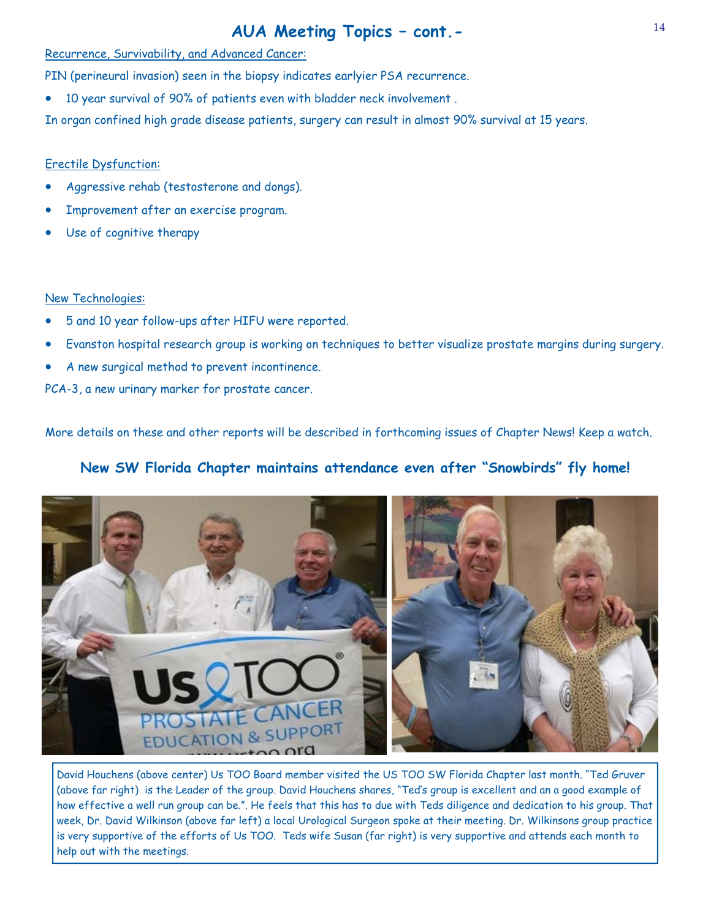# AUA Meeting Topics – cont.-

Recurrence, Survivability, and Advanced Cancer:

PIN (perineural invasion) seen in the biopsy indicates earlyier PSA recurrence.

- 10 year survival of 90% of patients even with bladder neck involvement .

In organ confined high grade disease patients, surgery can result in almost 90% survival at 15 years.

Erectile Dysfunction:

- Aggressive rehab (testosterone and dongs).
- Improvement after an exercise program.
- Use of cognitive therapy

New Technologies:

- 5 and 10 year follow-ups after HIFU were reported.
- Evanston hospital research group is working on techniques to better visualize prostate margins during surgery.
- A new surgical method to prevent incontinence.

PCA-3, a new urinary marker for prostate cancer.

More details on these and other reports will be described in forthcoming issues of Chapter News! Keep a watch.

## New SW Florida Chapter maintains attendance even after "Snowbirds" fly home!

David Houchens (above center) Us TOO Board member visited the US TOO SW Florida Chapter last month. "Ted Gruver (above far right) is the Leader of the group. David Houchens shares, "Ted's group is excellent and an a good example of how effective a well run group can be.". He feels that this has to due with Teds diligence and dedication to his group. That week, Dr. David Wilkinson (above far left) a local Urological Surgeon spoke at their meeting. Dr. Wilkinsons group practice is very supportive of the efforts of Us TOO. Teds wife Susan (far right) is very supportive and attends each month to help out with the meetings.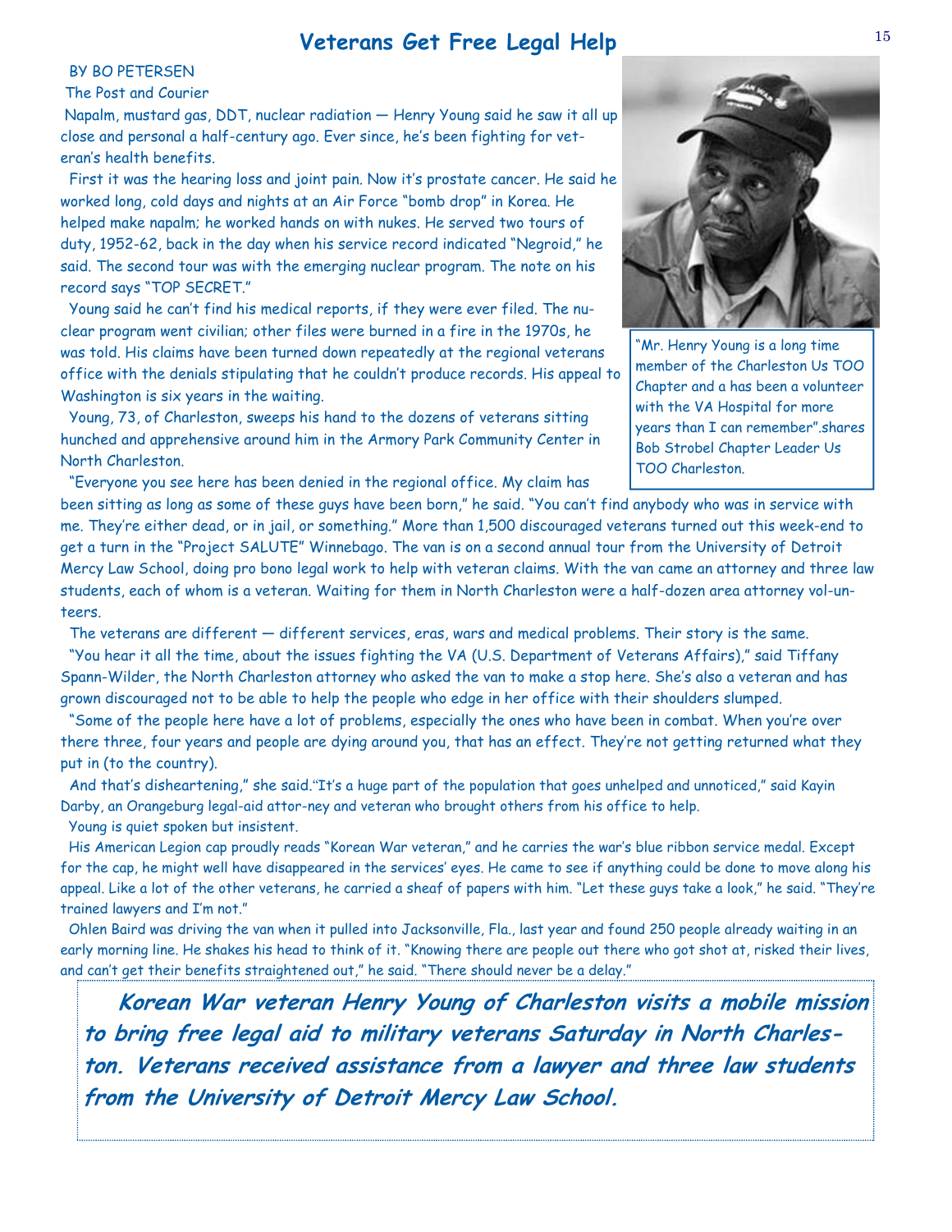# Veterans Get Free Legal Help

BY BO PETERSEN

The Post and Courier

Napalm, mustard gas, DDT, nuclear radiation — Henry Young said he saw it all up close and personal a half-century ago. Ever since, he's been fighting for veteran's health benefits.

First it was the hearing loss and joint pain. Now it's prostate cancer. He said he worked long, cold days and nights at an Air Force "bomb drop" in Korea. He helped make napalm; he worked hands on with nukes. He served two tours of duty, 1952-62, back in the day when his service record indicated "Negroid," he said. The second tour was with the emerging nuclear program. The note on his record says "TOP SECRET."

Young said he can't find his medical reports, if they were ever filed. The nuclear program went civilian; other files were burned in a fire in the 1970s, he was told. His claims have been turned down repeatedly at the regional veterans office with the denials stipulating that he couldn't produce records. His appeal to Washington is six years in the waiting.

Young, 73, of Charleston, sweeps his hand to the dozens of veterans sitting hunched and apprehensive around him in the Armory Park Community Center in North Charleston.

"Mr. Henry Young is a long time member of the Charleston Us TOO Chapter and a has been a volunteer with the VA Hospital for more years than I can remember".shares Bob Strobel Chapter Leader Us TOO Charleston.

"Everyone you see here has been denied in the regional office. My claim has been sitting as long as some of these guys have been born," he said. "You can't find anybody who was in service with me. They're either dead, or in jail, or something." More than 1,500 discouraged veterans turned out this week-end to get a turn in the "Project SALUTE" Winnebago. The van is on a second annual tour from the University of Detroit Mercy Law School, doing pro bono legal work to help with veteran claims. With the van came an attorney and three law students, each of whom is a veteran. Waiting for them in North Charleston were a half-dozen area attorney vol-unteers.

The veterans are different — different services, eras, wars and medical problems. Their story is the same.

"You hear it all the time, about the issues fighting the VA (U.S. Department of Veterans Affairs)," said Tiffany Spann-Wilder, the North Charleston attorney who asked the van to make a stop here. She's also a veteran and has grown discouraged not to be able to help the people who edge in her office with their shoulders slumped.

"Some of the people here have a lot of problems, especially the ones who have been in combat. When you're over there three, four years and people are dying around you, that has an effect. They're not getting returned what they put in (to the country).

And that's disheartening," she said."It's a huge part of the population that goes unhelped and unnoticed," said Kayin Darby, an Orangeburg legal-aid attor-ney and veteran who brought others from his office to help.

Young is quiet spoken but insistent.

His American Legion cap proudly reads "Korean War veteran," and he carries the war's blue ribbon service medal. Except for the cap, he might well have disappeared in the services' eyes. He came to see if anything could be done to move along his appeal. Like a lot of the other veterans, he carried a sheaf of papers with him. "Let these guys take a look," he said. "They're trained lawyers and I'm not."

Ohlen Baird was driving the van when it pulled into Jacksonville, Fla., last year and found 250 people already waiting in an early morning line. He shakes his head to think of it. "Knowing there are people out there who got shot at, risked their lives, and can't get their benefits straightened out," he said. "There should never be a delay."

***Korean War veteran Henry Young of Charleston visits a mobile mission to bring free legal aid to military veterans Saturday in North Charleston. Veterans received assistance from a lawyer and three law students from the University of Detroit Mercy Law School.***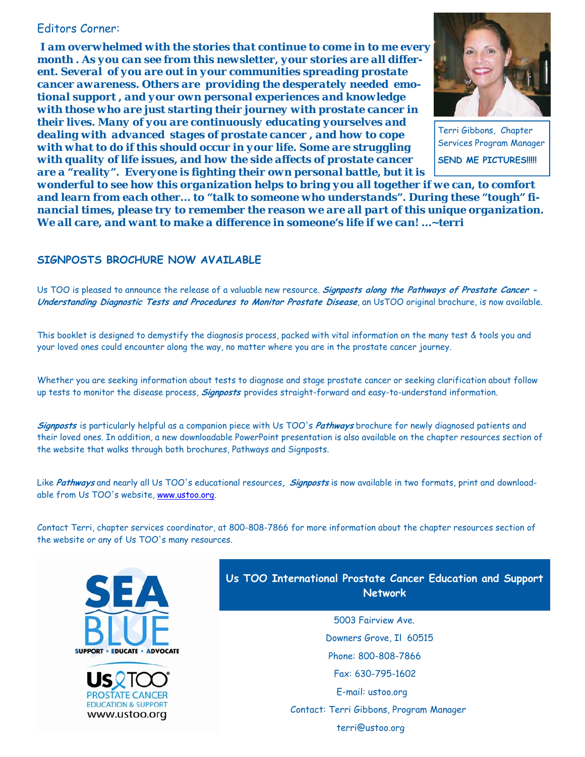Editors Corner:

***I am overwhelmed with the stories that continue to come in to me every month . As you can see from this newsletter, your stories are all different. Several of you are out in your communities spreading prostate cancer awareness. Others are providing the desperately needed emotional support , and your own personal experiences and knowledge with those who are just starting their journey with prostate cancer in their lives. Many of you are continuously educating yourselves and dealing with advanced stages of prostate cancer , and how to cope with what to do if this should occur in your life. Some are struggling with quality of life issues, and how the side affects of prostate cancer are a "reality". Everyone is fighting their own personal battle, but it is wonderful to see how this organization helps to bring you all together if we can, to comfort and learn from each other… to "talk to someone who understands". During these "tough" financial times, please try to remember the reason we are all part of this unique organization. We all care, and want to make a difference in someone's life if we can! …~terri***

Terri Gibbons, Chapter Services Program Manager

**SEND ME PICTURES!!!!!**

## SIGNPOSTS BROCHURE NOW AVAILABLE

Us TOO is pleased to announce the release of a valuable new resource. ***Signposts along the Pathways of Prostate Cancer - Understanding Diagnostic Tests and Procedures to Monitor Prostate Disease***, an UsTOO original brochure, is now available.

This booklet is designed to demystify the diagnosis process, packed with vital information on the many test & tools you and your loved ones could encounter along the way, no matter where you are in the prostate cancer journey.

Whether you are seeking information about tests to diagnose and stage prostate cancer or seeking clarification about follow up tests to monitor the disease process, ***Signposts*** provides straight-forward and easy-to-understand information.

***Signposts*** is particularly helpful as a companion piece with Us TOO's ***Pathways*** brochure for newly diagnosed patients and their loved ones. In addition, a new downloadable PowerPoint presentation is also available on the chapter resources section of the website that walks through both brochures, Pathways and Signposts.

Like ***Pathways*** and nearly all Us TOO's educational resources, ***Signposts*** is now available in two formats, print and downloadable from Us TOO's website, www.ustoo.org.

Contact Terri, chapter services coordinator, at 800-808-7866 for more information about the chapter resources section of the website or any of Us TOO's many resources.

SEA BLUE
SUPPORT • EDUCATE • ADVOCATE

Us TOO
PROSTATE CANCER
EDUCATION & SUPPORT
www.ustoo.org

**Us TOO International Prostate Cancer Education and Support Network**

5003 Fairview Ave.

Downers Grove, Il 60515

Phone: 800-808-7866

Fax: 630-795-1602

E-mail: ustoo.org

Contact: Terri Gibbons, Program Manager

terri@ustoo.org